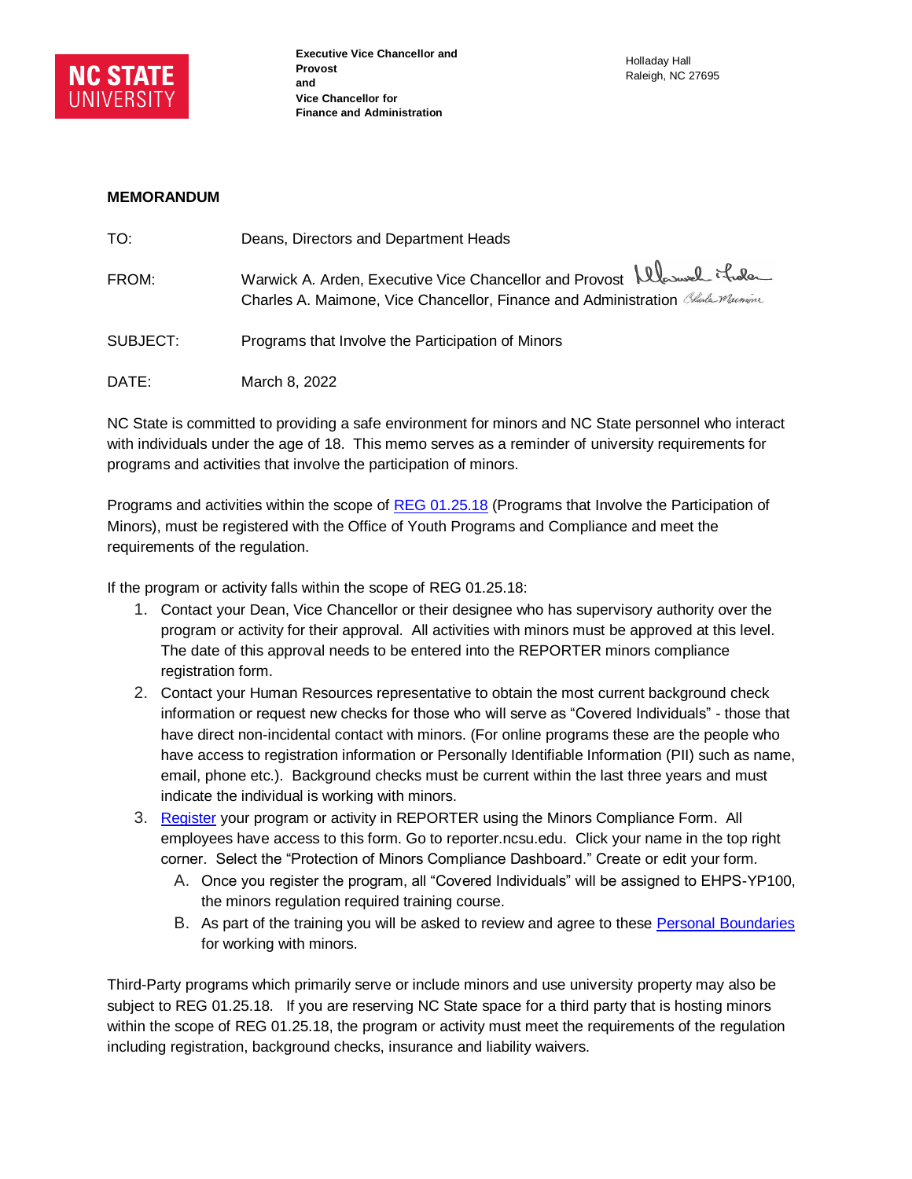**NC STATE UNIVERSITY**

**Executive Vice Chancellor and Provost**
**and**
**Vice Chancellor for Finance and Administration**

Holladay Hall
Raleigh, NC 27695

**MEMORANDUM**

TO: Deans, Directors and Department Heads

FROM: Warwick A. Arden, Executive Vice Chancellor and Provost
Charles A. Maimone, Vice Chancellor, Finance and Administration

SUBJECT: Programs that Involve the Participation of Minors

DATE: March 8, 2022

NC State is committed to providing a safe environment for minors and NC State personnel who interact with individuals under the age of 18. This memo serves as a reminder of university requirements for programs and activities that involve the participation of minors.

Programs and activities within the scope of [REG 01.25.18]() (Programs that Involve the Participation of Minors), must be registered with the Office of Youth Programs and Compliance and meet the requirements of the regulation.

If the program or activity falls within the scope of REG 01.25.18:

1. Contact your Dean, Vice Chancellor or their designee who has supervisory authority over the program or activity for their approval. All activities with minors must be approved at this level. The date of this approval needs to be entered into the REPORTER minors compliance registration form.
2. Contact your Human Resources representative to obtain the most current background check information or request new checks for those who will serve as "Covered Individuals" - those that have direct non-incidental contact with minors. (For online programs these are the people who have access to registration information or Personally Identifiable Information (PII) such as name, email, phone etc.). Background checks must be current within the last three years and must indicate the individual is working with minors.
3. [Register]() your program or activity in REPORTER using the Minors Compliance Form. All employees have access to this form. Go to reporter.ncsu.edu. Click your name in the top right corner. Select the "Protection of Minors Compliance Dashboard." Create or edit your form.
   A. Once you register the program, all "Covered Individuals" will be assigned to EHPS-YP100, the minors regulation required training course.
   B. As part of the training you will be asked to review and agree to these [Personal Boundaries]() for working with minors.

Third-Party programs which primarily serve or include minors and use university property may also be subject to REG 01.25.18. If you are reserving NC State space for a third party that is hosting minors within the scope of REG 01.25.18, the program or activity must meet the requirements of the regulation including registration, background checks, insurance and liability waivers.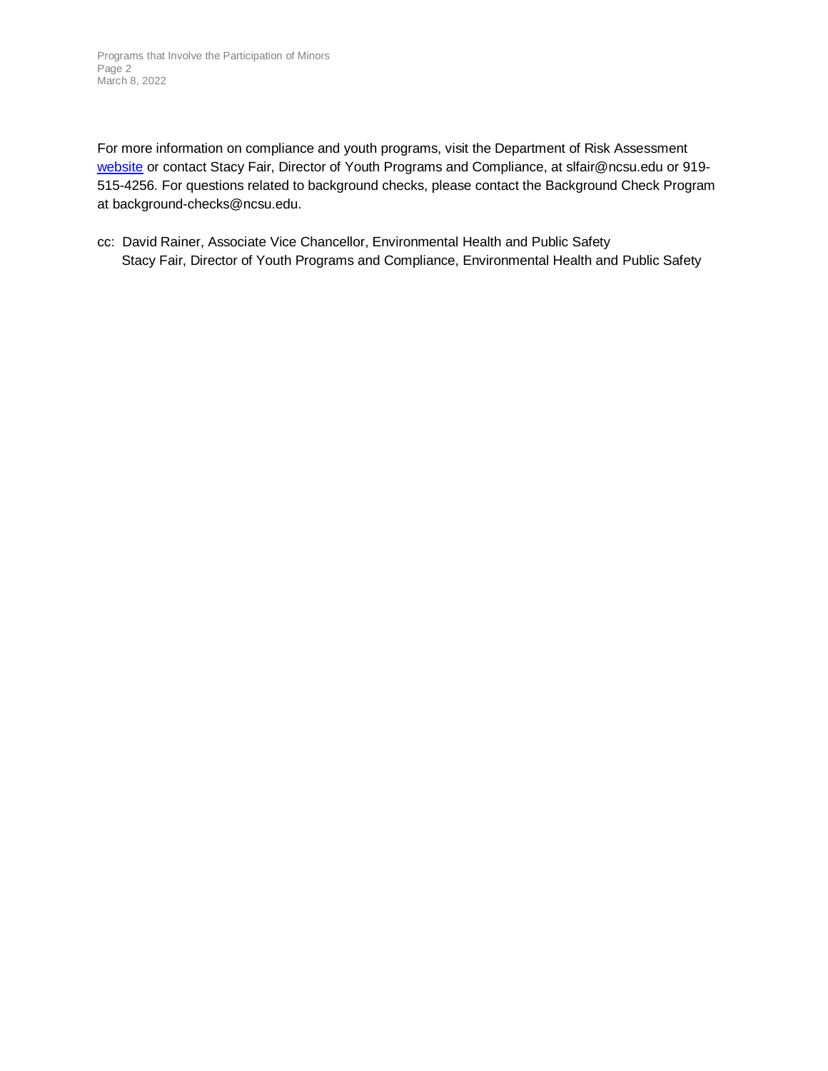For more information on compliance and youth programs, visit the Department of Risk Assessment website or contact Stacy Fair, Director of Youth Programs and Compliance, at slfair@ncsu.edu or 919-515-4256. For questions related to background checks, please contact the Background Check Program at background-checks@ncsu.edu.

cc: David Rainer, Associate Vice Chancellor, Environmental Health and Public Safety
Stacy Fair, Director of Youth Programs and Compliance, Environmental Health and Public Safety